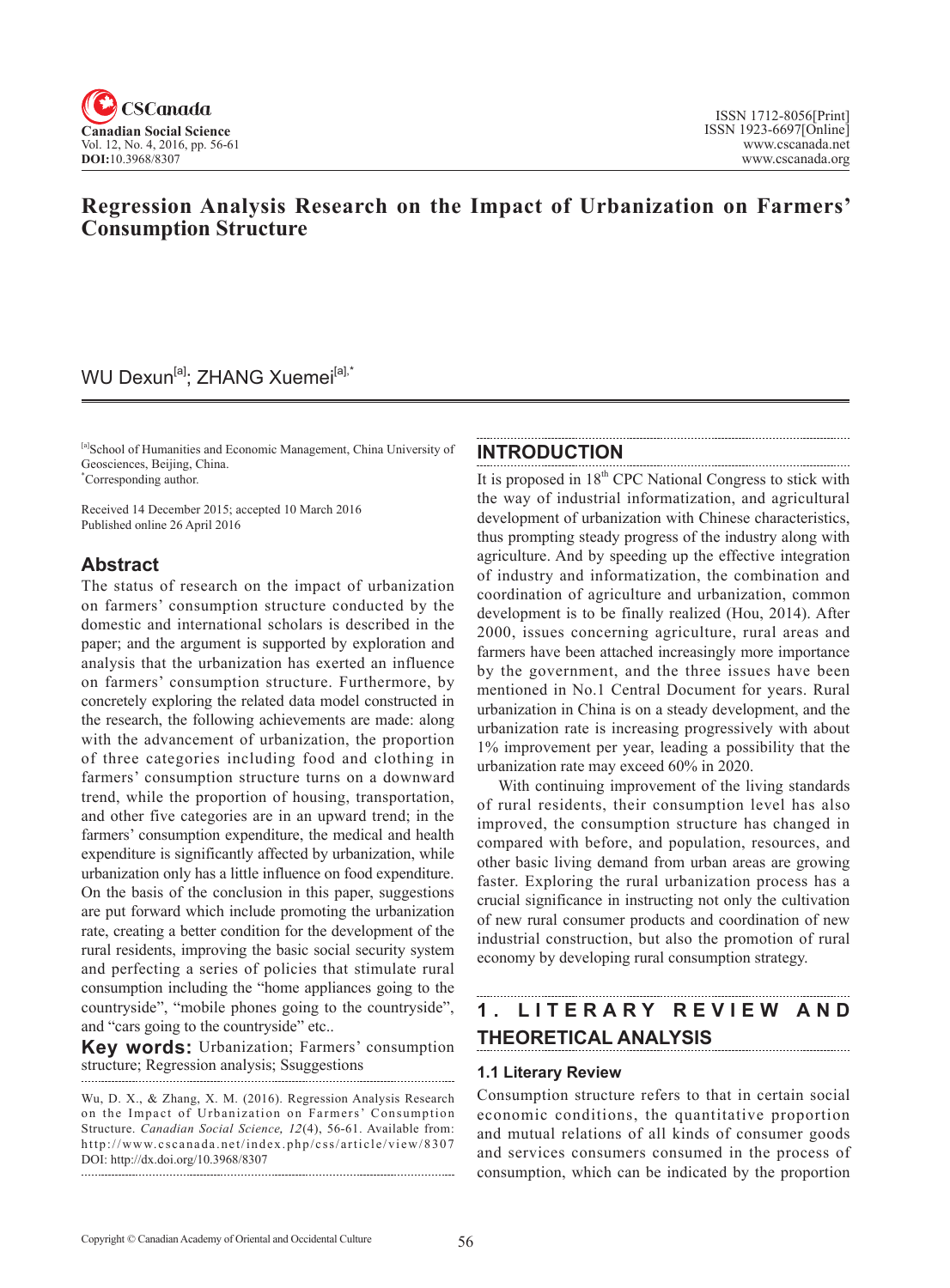# Regression Analysis Research on the Impact of Urbanization on Farmers' Consumption Structure

WU Dexun[a]; ZHANG Xuemei[a],*

[a]School of Humanities and Economic Management, China University of Geosciences, Beijing, China.
*Corresponding author.

Received 14 December 2015; accepted 10 March 2016
Published online 26 April 2016

## Abstract

The status of research on the impact of urbanization on farmers' consumption structure conducted by the domestic and international scholars is described in the paper; and the argument is supported by exploration and analysis that the urbanization has exerted an influence on farmers' consumption structure. Furthermore, by concretely exploring the related data model constructed in the research, the following achievements are made: along with the advancement of urbanization, the proportion of three categories including food and clothing in farmers' consumption structure turns on a downward trend, while the proportion of housing, transportation, and other five categories are in an upward trend; in the farmers' consumption expenditure, the medical and health expenditure is significantly affected by urbanization, while urbanization only has a little influence on food expenditure. On the basis of the conclusion in this paper, suggestions are put forward which include promoting the urbanization rate, creating a better condition for the development of the rural residents, improving the basic social security system and perfecting a series of policies that stimulate rural consumption including the "home appliances going to the countryside", "mobile phones going to the countryside", and "cars going to the countryside" etc..

**Key words:** Urbanization; Farmers' consumption structure; Regression analysis; Ssuggestions

Wu, D. X., & Zhang, X. M. (2016). Regression Analysis Research on the Impact of Urbanization on Farmers' Consumption Structure. *Canadian Social Science, 12*(4), 56-61. Available from: http://www.cscanada.net/index.php/css/article/view/8307
DOI: http://dx.doi.org/10.3968/8307

## INTRODUCTION

It is proposed in 18th CPC National Congress to stick with the way of industrial informatization, and agricultural development of urbanization with Chinese characteristics, thus prompting steady progress of the industry along with agriculture. And by speeding up the effective integration of industry and informatization, the combination and coordination of agriculture and urbanization, common development is to be finally realized (Hou, 2014). After 2000, issues concerning agriculture, rural areas and farmers have been attached increasingly more importance by the government, and the three issues have been mentioned in No.1 Central Document for years. Rural urbanization in China is on a steady development, and the urbanization rate is increasing progressively with about 1% improvement per year, leading a possibility that the urbanization rate may exceed 60% in 2020.

With continuing improvement of the living standards of rural residents, their consumption level has also improved, the consumption structure has changed in compared with before, and population, resources, and other basic living demand from urban areas are growing faster. Exploring the rural urbanization process has a crucial significance in instructing not only the cultivation of new rural consumer products and coordination of new industrial construction, but also the promotion of rural economy by developing rural consumption strategy.

## 1. LITERARY REVIEW AND THEORETICAL ANALYSIS

### 1.1 Literary Review

Consumption structure refers to that in certain social economic conditions, the quantitative proportion and mutual relations of all kinds of consumer goods and services consumers consumed in the process of consumption, which can be indicated by the proportion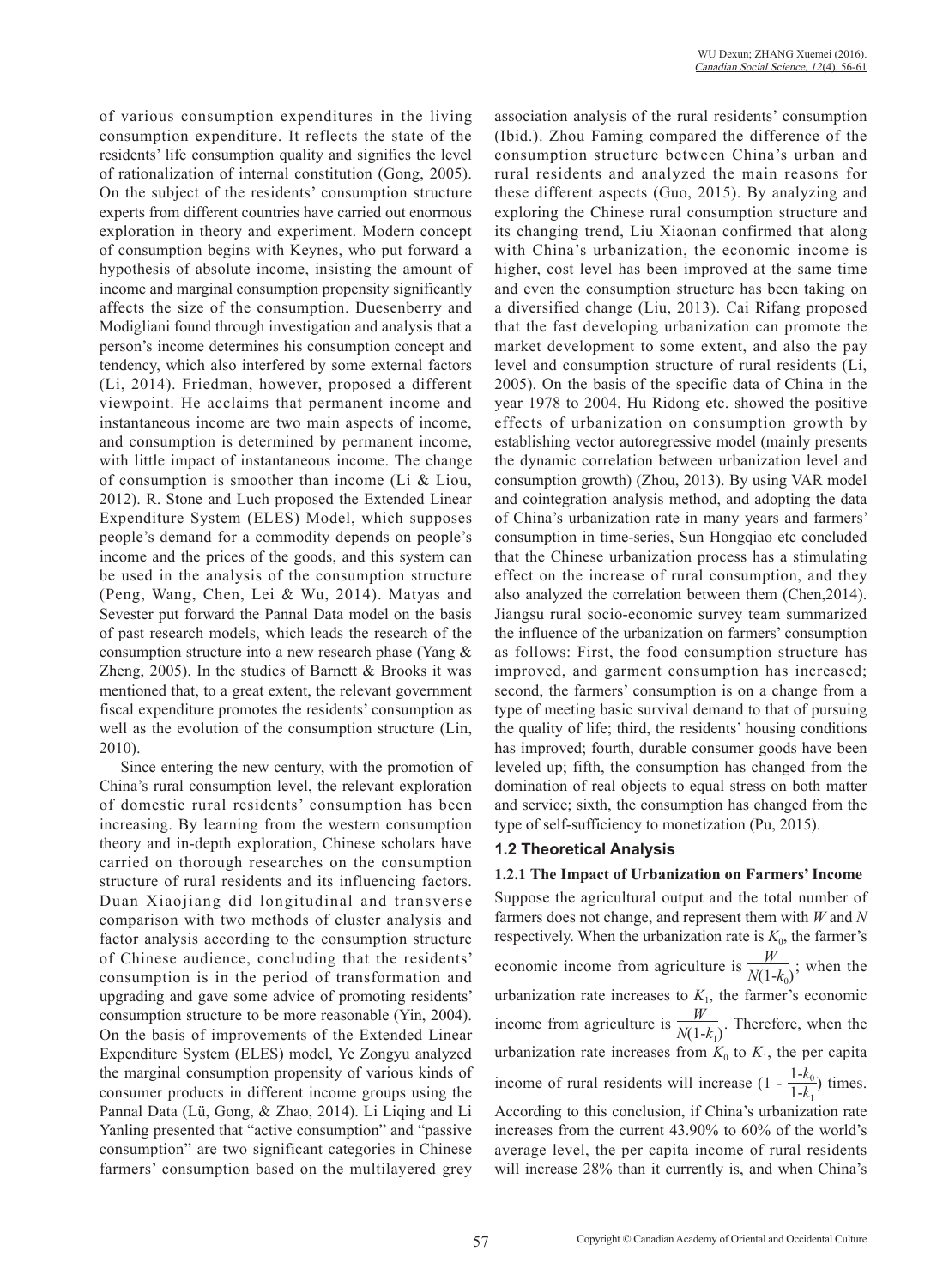of various consumption expenditures in the living consumption expenditure. It reflects the state of the residents' life consumption quality and signifies the level of rationalization of internal constitution (Gong, 2005). On the subject of the residents' consumption structure experts from different countries have carried out enormous exploration in theory and experiment. Modern concept of consumption begins with Keynes, who put forward a hypothesis of absolute income, insisting the amount of income and marginal consumption propensity significantly affects the size of the consumption. Duesenberry and Modigliani found through investigation and analysis that a person's income determines his consumption concept and tendency, which also interfered by some external factors (Li, 2014). Friedman, however, proposed a different viewpoint. He acclaims that permanent income and instantaneous income are two main aspects of income, and consumption is determined by permanent income, with little impact of instantaneous income. The change of consumption is smoother than income (Li & Liou, 2012). R. Stone and Luch proposed the Extended Linear Expenditure System (ELES) Model, which supposes people's demand for a commodity depends on people's income and the prices of the goods, and this system can be used in the analysis of the consumption structure (Peng, Wang, Chen, Lei & Wu, 2014). Matyas and Sevester put forward the Pannal Data model on the basis of past research models, which leads the research of the consumption structure into a new research phase (Yang & Zheng, 2005). In the studies of Barnett & Brooks it was mentioned that, to a great extent, the relevant government fiscal expenditure promotes the residents' consumption as well as the evolution of the consumption structure (Lin, 2010).

Since entering the new century, with the promotion of China's rural consumption level, the relevant exploration of domestic rural residents' consumption has been increasing. By learning from the western consumption theory and in-depth exploration, Chinese scholars have carried on thorough researches on the consumption structure of rural residents and its influencing factors. Duan Xiaojiang did longitudinal and transverse comparison with two methods of cluster analysis and factor analysis according to the consumption structure of Chinese audience, concluding that the residents' consumption is in the period of transformation and upgrading and gave some advice of promoting residents' consumption structure to be more reasonable (Yin, 2004). On the basis of improvements of the Extended Linear Expenditure System (ELES) model, Ye Zongyu analyzed the marginal consumption propensity of various kinds of consumer products in different income groups using the Pannal Data (Lü, Gong, & Zhao, 2014). Li Liqing and Li Yanling presented that "active consumption" and "passive consumption" are two significant categories in Chinese farmers' consumption based on the multilayered grey association analysis of the rural residents' consumption (Ibid.). Zhou Faming compared the difference of the consumption structure between China's urban and rural residents and analyzed the main reasons for these different aspects (Guo, 2015). By analyzing and exploring the Chinese rural consumption structure and its changing trend, Liu Xiaonan confirmed that along with China's urbanization, the economic income is higher, cost level has been improved at the same time and even the consumption structure has been taking on a diversified change (Liu, 2013). Cai Rifang proposed that the fast developing urbanization can promote the market development to some extent, and also the pay level and consumption structure of rural residents (Li, 2005). On the basis of the specific data of China in the year 1978 to 2004, Hu Ridong etc. showed the positive effects of urbanization on consumption growth by establishing vector autoregressive model (mainly presents the dynamic correlation between urbanization level and consumption growth) (Zhou, 2013). By using VAR model and cointegration analysis method, and adopting the data of China's urbanization rate in many years and farmers' consumption in time-series, Sun Hongqiao etc concluded that the Chinese urbanization process has a stimulating effect on the increase of rural consumption, and they also analyzed the correlation between them (Chen,2014). Jiangsu rural socio-economic survey team summarized the influence of the urbanization on farmers' consumption as follows: First, the food consumption structure has improved, and garment consumption has increased; second, the farmers' consumption is on a change from a type of meeting basic survival demand to that of pursuing the quality of life; third, the residents' housing conditions has improved; fourth, durable consumer goods have been leveled up; fifth, the consumption has changed from the domination of real objects to equal stress on both matter and service; sixth, the consumption has changed from the type of self-sufficiency to monetization (Pu, 2015).

### 1.2 Theoretical Analysis

#### 1.2.1 The Impact of Urbanization on Farmers' Income

Suppose the agricultural output and the total number of farmers does not change, and represent them with $W$ and $N$ respectively. When the urbanization rate is $K_0$, the farmer's economic income from agriculture is $\frac{W}{N(1-k_0)}$; when the urbanization rate increases to $K_1$, the farmer's economic income from agriculture is $\frac{W}{N(1-k_1)}$. Therefore, when the urbanization rate increases from $K_0$ to $K_1$, the per capita income of rural residents will increase $(1 - \frac{1-k_0}{1-k_1})$ times. According to this conclusion, if China's urbanization rate increases from the current 43.90% to 60% of the world's average level, the per capita income of rural residents will increase 28% than it currently is, and when China's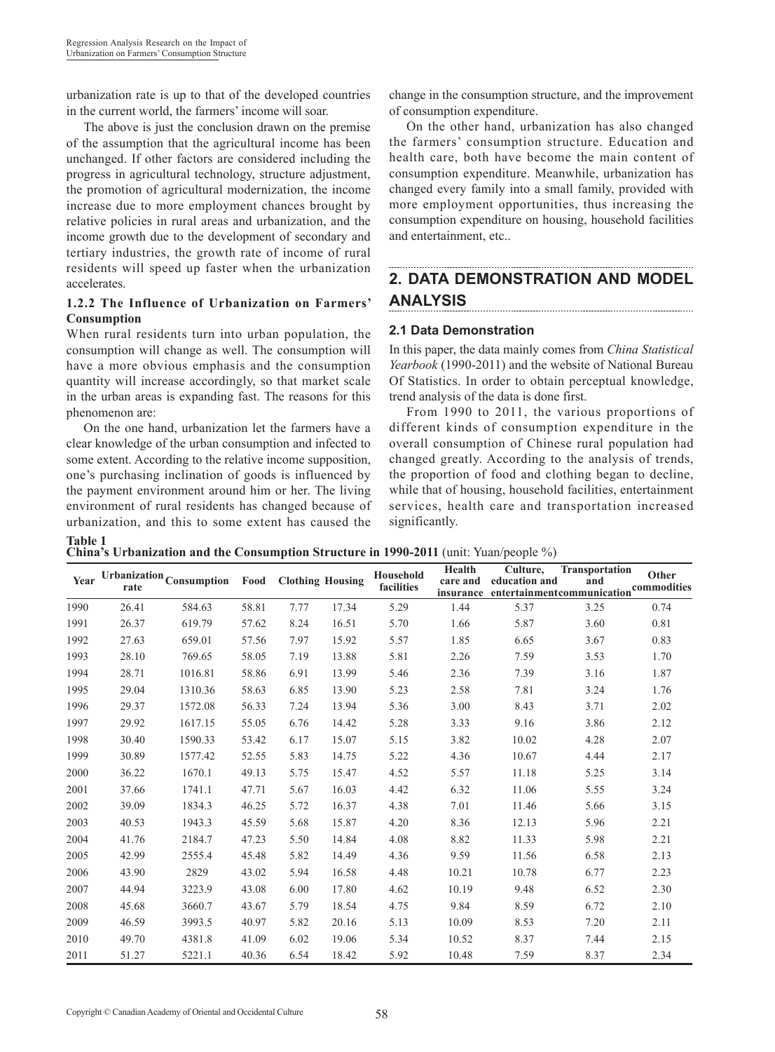urbanization rate is up to that of the developed countries in the current world, the farmers' income will soar.

The above is just the conclusion drawn on the premise of the assumption that the agricultural income has been unchanged. If other factors are considered including the progress in agricultural technology, structure adjustment, the promotion of agricultural modernization, the income increase due to more employment chances brought by relative policies in rural areas and urbanization, and the income growth due to the development of secondary and tertiary industries, the growth rate of income of rural residents will speed up faster when the urbanization accelerates.

### 1.2.2 The Influence of Urbanization on Farmers' Consumption

When rural residents turn into urban population, the consumption will change as well. The consumption will have a more obvious emphasis and the consumption quantity will increase accordingly, so that market scale in the urban areas is expanding fast. The reasons for this phenomenon are:

On the one hand, urbanization let the farmers have a clear knowledge of the urban consumption and infected to some extent. According to the relative income supposition, one's purchasing inclination of goods is influenced by the payment environment around him or her. The living environment of rural residents has changed because of urbanization, and this to some extent has caused the change in the consumption structure, and the improvement of consumption expenditure.

On the other hand, urbanization has also changed the farmers' consumption structure. Education and health care, both have become the main content of consumption expenditure. Meanwhile, urbanization has changed every family into a small family, provided with more employment opportunities, thus increasing the consumption expenditure on housing, household facilities and entertainment, etc..

## 2. DATA DEMONSTRATION AND MODEL ANALYSIS

### 2.1 Data Demonstration

In this paper, the data mainly comes from *China Statistical Yearbook* (1990-2011) and the website of National Bureau Of Statistics. In order to obtain perceptual knowledge, trend analysis of the data is done first.

From 1990 to 2011, the various proportions of different kinds of consumption expenditure in the overall consumption of Chinese rural population had changed greatly. According to the analysis of trends, the proportion of food and clothing began to decline, while that of housing, household facilities, entertainment services, health care and transportation increased significantly.

**Table 1**
**China's Urbanization and the Consumption Structure in 1990-2011** (unit: Yuan/people %)

| Year | Urbanization rate | Consumption | Food | Clothing | Housing | Household facilities | Health care and insurance | Culture, education and entertainment | Transportation and communication | Other commodities |
|---|---|---|---|---|---|---|---|---|---|---|
| 1990 | 26.41 | 584.63 | 58.81 | 7.77 | 17.34 | 5.29 | 1.44 | 5.37 | 3.25 | 0.74 |
| 1991 | 26.37 | 619.79 | 57.62 | 8.24 | 16.51 | 5.70 | 1.66 | 5.87 | 3.60 | 0.81 |
| 1992 | 27.63 | 659.01 | 57.56 | 7.97 | 15.92 | 5.57 | 1.85 | 6.65 | 3.67 | 0.83 |
| 1993 | 28.10 | 769.65 | 58.05 | 7.19 | 13.88 | 5.81 | 2.26 | 7.59 | 3.53 | 1.70 |
| 1994 | 28.71 | 1016.81 | 58.86 | 6.91 | 13.99 | 5.46 | 2.36 | 7.39 | 3.16 | 1.87 |
| 1995 | 29.04 | 1310.36 | 58.63 | 6.85 | 13.90 | 5.23 | 2.58 | 7.81 | 3.24 | 1.76 |
| 1996 | 29.37 | 1572.08 | 56.33 | 7.24 | 13.94 | 5.36 | 3.00 | 8.43 | 3.71 | 2.02 |
| 1997 | 29.92 | 1617.15 | 55.05 | 6.76 | 14.42 | 5.28 | 3.33 | 9.16 | 3.86 | 2.12 |
| 1998 | 30.40 | 1590.33 | 53.42 | 6.17 | 15.07 | 5.15 | 3.82 | 10.02 | 4.28 | 2.07 |
| 1999 | 30.89 | 1577.42 | 52.55 | 5.83 | 14.75 | 5.22 | 4.36 | 10.67 | 4.44 | 2.17 |
| 2000 | 36.22 | 1670.1 | 49.13 | 5.75 | 15.47 | 4.52 | 5.57 | 11.18 | 5.25 | 3.14 |
| 2001 | 37.66 | 1741.1 | 47.71 | 5.67 | 16.03 | 4.42 | 6.32 | 11.06 | 5.55 | 3.24 |
| 2002 | 39.09 | 1834.3 | 46.25 | 5.72 | 16.37 | 4.38 | 7.01 | 11.46 | 5.66 | 3.15 |
| 2003 | 40.53 | 1943.3 | 45.59 | 5.68 | 15.87 | 4.20 | 8.36 | 12.13 | 5.96 | 2.21 |
| 2004 | 41.76 | 2184.7 | 47.23 | 5.50 | 14.84 | 4.08 | 8.82 | 11.33 | 5.98 | 2.21 |
| 2005 | 42.99 | 2555.4 | 45.48 | 5.82 | 14.49 | 4.36 | 9.59 | 11.56 | 6.58 | 2.13 |
| 2006 | 43.90 | 2829 | 43.02 | 5.94 | 16.58 | 4.48 | 10.21 | 10.78 | 6.77 | 2.23 |
| 2007 | 44.94 | 3223.9 | 43.08 | 6.00 | 17.80 | 4.62 | 10.19 | 9.48 | 6.52 | 2.30 |
| 2008 | 45.68 | 3660.7 | 43.67 | 5.79 | 18.54 | 4.75 | 9.84 | 8.59 | 6.72 | 2.10 |
| 2009 | 46.59 | 3993.5 | 40.97 | 5.82 | 20.16 | 5.13 | 10.09 | 8.53 | 7.20 | 2.11 |
| 2010 | 49.70 | 4381.8 | 41.09 | 6.02 | 19.06 | 5.34 | 10.52 | 8.37 | 7.44 | 2.15 |
| 2011 | 51.27 | 5221.1 | 40.36 | 6.54 | 18.42 | 5.92 | 10.48 | 7.59 | 8.37 | 2.34 |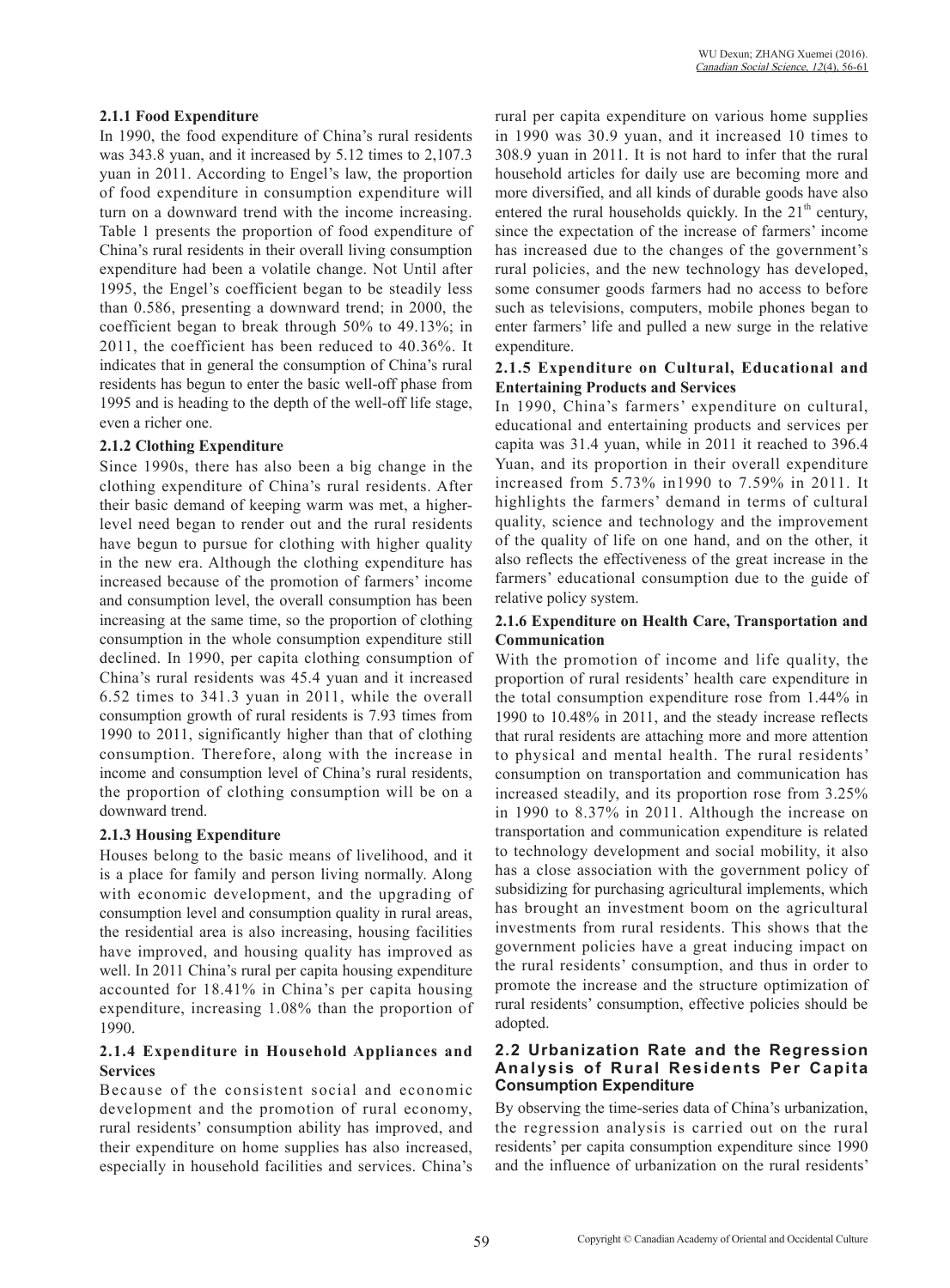#### 2.1.1 Food Expenditure

In 1990, the food expenditure of China's rural residents was 343.8 yuan, and it increased by 5.12 times to 2,107.3 yuan in 2011. According to Engel's law, the proportion of food expenditure in consumption expenditure will turn on a downward trend with the income increasing. Table 1 presents the proportion of food expenditure of China's rural residents in their overall living consumption expenditure had been a volatile change. Not Until after 1995, the Engel's coefficient began to be steadily less than 0.586, presenting a downward trend; in 2000, the coefficient began to break through 50% to 49.13%; in 2011, the coefficient has been reduced to 40.36%. It indicates that in general the consumption of China's rural residents has begun to enter the basic well-off phase from 1995 and is heading to the depth of the well-off life stage, even a richer one.

#### 2.1.2 Clothing Expenditure

Since 1990s, there has also been a big change in the clothing expenditure of China's rural residents. After their basic demand of keeping warm was met, a higher-level need began to render out and the rural residents have begun to pursue for clothing with higher quality in the new era. Although the clothing expenditure has increased because of the promotion of farmers' income and consumption level, the overall consumption has been increasing at the same time, so the proportion of clothing consumption in the whole consumption expenditure still declined. In 1990, per capita clothing consumption of China's rural residents was 45.4 yuan and it increased 6.52 times to 341.3 yuan in 2011, while the overall consumption growth of rural residents is 7.93 times from 1990 to 2011, significantly higher than that of clothing consumption. Therefore, along with the increase in income and consumption level of China's rural residents, the proportion of clothing consumption will be on a downward trend.

#### 2.1.3 Housing Expenditure

Houses belong to the basic means of livelihood, and it is a place for family and person living normally. Along with economic development, and the upgrading of consumption level and consumption quality in rural areas, the residential area is also increasing, housing facilities have improved, and housing quality has improved as well. In 2011 China's rural per capita housing expenditure accounted for 18.41% in China's per capita housing expenditure, increasing 1.08% than the proportion of 1990.

#### 2.1.4 Expenditure in Household Appliances and Services

Because of the consistent social and economic development and the promotion of rural economy, rural residents' consumption ability has improved, and their expenditure on home supplies has also increased, especially in household facilities and services. China's rural per capita expenditure on various home supplies in 1990 was 30.9 yuan, and it increased 10 times to 308.9 yuan in 2011. It is not hard to infer that the rural household articles for daily use are becoming more and more diversified, and all kinds of durable goods have also entered the rural households quickly. In the 21st century, since the expectation of the increase of farmers' income has increased due to the changes of the government's rural policies, and the new technology has developed, some consumer goods farmers had no access to before such as televisions, computers, mobile phones began to enter farmers' life and pulled a new surge in the relative expenditure.

#### 2.1.5 Expenditure on Cultural, Educational and Entertaining Products and Services

In 1990, China's farmers' expenditure on cultural, educational and entertaining products and services per capita was 31.4 yuan, while in 2011 it reached to 396.4 Yuan, and its proportion in their overall expenditure increased from 5.73% in1990 to 7.59% in 2011. It highlights the farmers' demand in terms of cultural quality, science and technology and the improvement of the quality of life on one hand, and on the other, it also reflects the effectiveness of the great increase in the farmers' educational consumption due to the guide of relative policy system.

#### 2.1.6 Expenditure on Health Care, Transportation and Communication

With the promotion of income and life quality, the proportion of rural residents' health care expenditure in the total consumption expenditure rose from 1.44% in 1990 to 10.48% in 2011, and the steady increase reflects that rural residents are attaching more and more attention to physical and mental health. The rural residents' consumption on transportation and communication has increased steadily, and its proportion rose from 3.25% in 1990 to 8.37% in 2011. Although the increase on transportation and communication expenditure is related to technology development and social mobility, it also has a close association with the government policy of subsidizing for purchasing agricultural implements, which has brought an investment boom on the agricultural investments from rural residents. This shows that the government policies have a great inducing impact on the rural residents' consumption, and thus in order to promote the increase and the structure optimization of rural residents' consumption, effective policies should be adopted.

### 2.2 Urbanization Rate and the Regression Analysis of Rural Residents Per Capita Consumption Expenditure

By observing the time-series data of China's urbanization, the regression analysis is carried out on the rural residents' per capita consumption expenditure since 1990 and the influence of urbanization on the rural residents'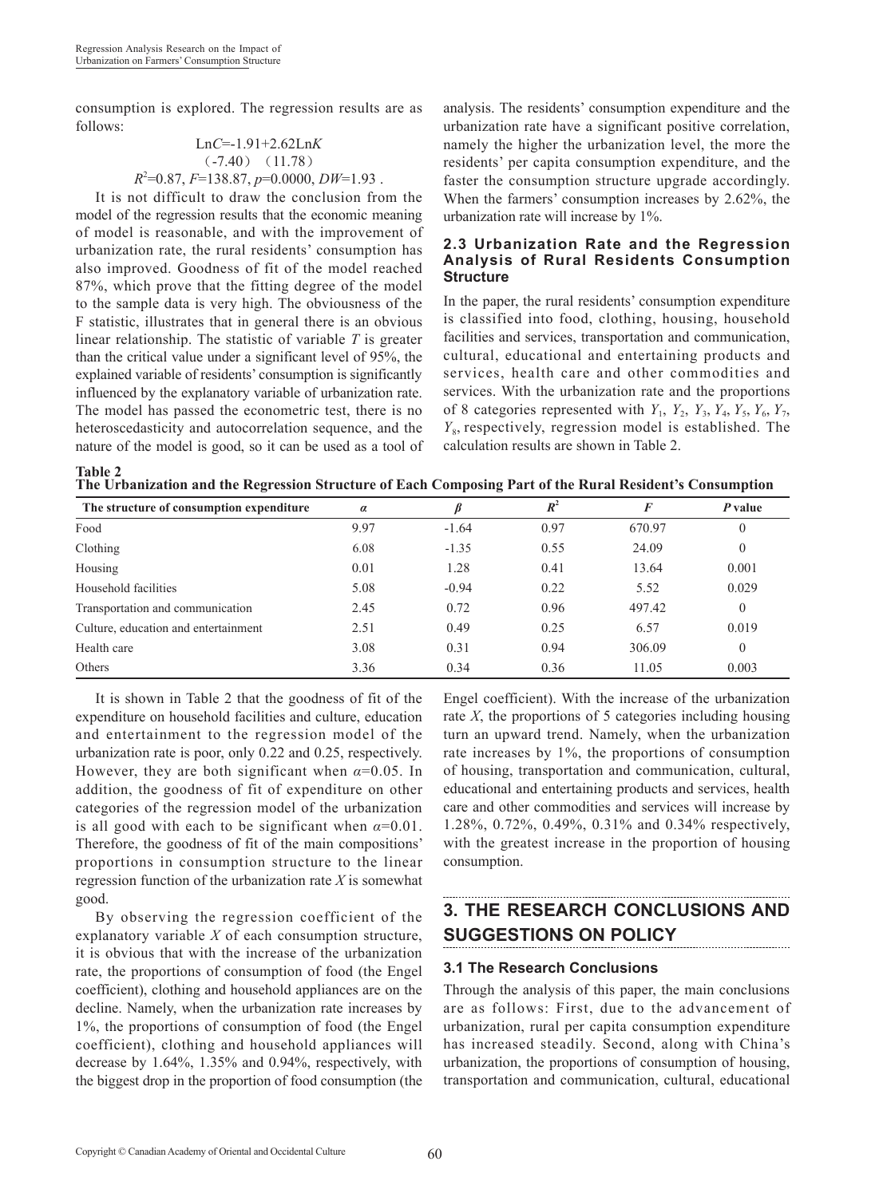consumption is explored. The regression results are as follows:

$$\text{Ln}C=-1.91+2.62\text{Ln}K$$
$$(-7.40)\quad(11.78)$$
$$R^2=0.87,\ F=138.87,\ p=0.0000,\ DW=1.93\ .$$

It is not difficult to draw the conclusion from the model of the regression results that the economic meaning of model is reasonable, and with the improvement of urbanization rate, the rural residents' consumption has also improved. Goodness of fit of the model reached 87%, which prove that the fitting degree of the model to the sample data is very high. The obviousness of the F statistic, illustrates that in general there is an obvious linear relationship. The statistic of variable $T$ is greater than the critical value under a significant level of 95%, the explained variable of residents' consumption is significantly influenced by the explanatory variable of urbanization rate. The model has passed the econometric test, there is no heteroscedasticity and autocorrelation sequence, and the nature of the model is good, so it can be used as a tool of analysis. The residents' consumption expenditure and the urbanization rate have a significant positive correlation, namely the higher the urbanization level, the more the residents' per capita consumption expenditure, and the faster the consumption structure upgrade accordingly. When the farmers' consumption increases by 2.62%, the urbanization rate will increase by 1%.

### 2.3 Urbanization Rate and the Regression Analysis of Rural Residents Consumption Structure

In the paper, the rural residents' consumption expenditure is classified into food, clothing, housing, household facilities and services, transportation and communication, cultural, educational and entertaining products and services, health care and other commodities and services. With the urbanization rate and the proportions of 8 categories represented with $Y_1$, $Y_2$, $Y_3$, $Y_4$, $Y_5$, $Y_6$, $Y_7$, $Y_8$, respectively, regression model is established. The calculation results are shown in Table 2.

**Table 2**
**The Urbanization and the Regression Structure of Each Composing Part of the Rural Resident's Consumption**

| The structure of consumption expenditure | $\alpha$ | $\beta$ | $R^2$ | $F$ | $P$ value |
|---|---|---|---|---|---|
| Food | 9.97 | -1.64 | 0.97 | 670.97 | 0 |
| Clothing | 6.08 | -1.35 | 0.55 | 24.09 | 0 |
| Housing | 0.01 | 1.28 | 0.41 | 13.64 | 0.001 |
| Household facilities | 5.08 | -0.94 | 0.22 | 5.52 | 0.029 |
| Transportation and communication | 2.45 | 0.72 | 0.96 | 497.42 | 0 |
| Culture, education and entertainment | 2.51 | 0.49 | 0.25 | 6.57 | 0.019 |
| Health care | 3.08 | 0.31 | 0.94 | 306.09 | 0 |
| Others | 3.36 | 0.34 | 0.36 | 11.05 | 0.003 |

It is shown in Table 2 that the goodness of fit of the expenditure on household facilities and culture, education and entertainment to the regression model of the urbanization rate is poor, only 0.22 and 0.25, respectively. However, they are both significant when $\alpha=0.05$. In addition, the goodness of fit of expenditure on other categories of the regression model of the urbanization is all good with each to be significant when $\alpha=0.01$. Therefore, the goodness of fit of the main compositions' proportions in consumption structure to the linear regression function of the urbanization rate $X$ is somewhat good.

By observing the regression coefficient of the explanatory variable $X$ of each consumption structure, it is obvious that with the increase of the urbanization rate, the proportions of consumption of food (the Engel coefficient), clothing and household appliances are on the decline. Namely, when the urbanization rate increases by 1%, the proportions of consumption of food (the Engel coefficient), clothing and household appliances will decrease by 1.64%, 1.35% and 0.94%, respectively, with the biggest drop in the proportion of food consumption (the Engel coefficient). With the increase of the urbanization rate $X$, the proportions of 5 categories including housing turn an upward trend. Namely, when the urbanization rate increases by 1%, the proportions of consumption of housing, transportation and communication, cultural, educational and entertaining products and services, health care and other commodities and services will increase by 1.28%, 0.72%, 0.49%, 0.31% and 0.34% respectively, with the greatest increase in the proportion of housing consumption.

## 3. THE RESEARCH CONCLUSIONS AND SUGGESTIONS ON POLICY

### 3.1 The Research Conclusions

Through the analysis of this paper, the main conclusions are as follows: First, due to the advancement of urbanization, rural per capita consumption expenditure has increased steadily. Second, along with China's urbanization, the proportions of consumption of housing, transportation and communication, cultural, educational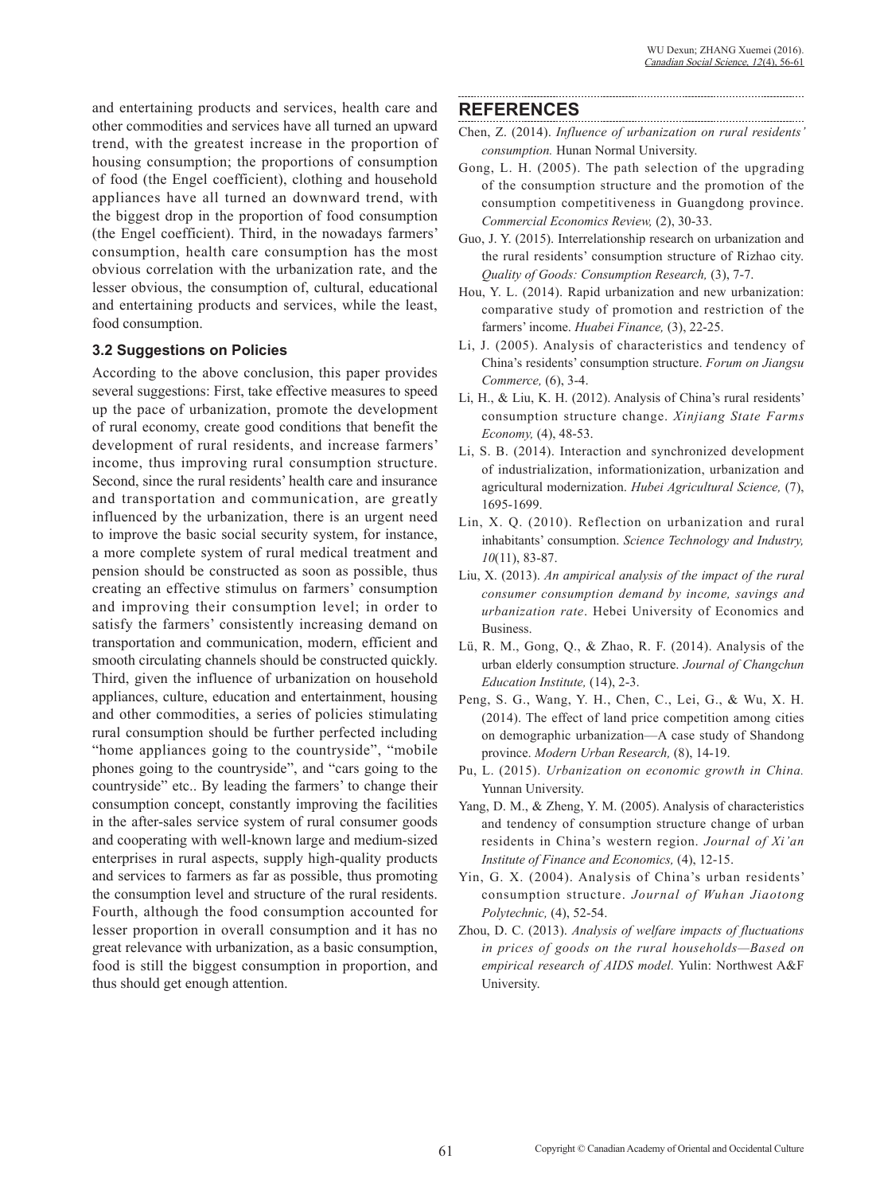and entertaining products and services, health care and other commodities and services have all turned an upward trend, with the greatest increase in the proportion of housing consumption; the proportions of consumption of food (the Engel coefficient), clothing and household appliances have all turned an downward trend, with the biggest drop in the proportion of food consumption (the Engel coefficient). Third, in the nowadays farmers' consumption, health care consumption has the most obvious correlation with the urbanization rate, and the lesser obvious, the consumption of, cultural, educational and entertaining products and services, while the least, food consumption.

### 3.2 Suggestions on Policies

According to the above conclusion, this paper provides several suggestions: First, take effective measures to speed up the pace of urbanization, promote the development of rural economy, create good conditions that benefit the development of rural residents, and increase farmers' income, thus improving rural consumption structure. Second, since the rural residents' health care and insurance and transportation and communication, are greatly influenced by the urbanization, there is an urgent need to improve the basic social security system, for instance, a more complete system of rural medical treatment and pension should be constructed as soon as possible, thus creating an effective stimulus on farmers' consumption and improving their consumption level; in order to satisfy the farmers' consistently increasing demand on transportation and communication, modern, efficient and smooth circulating channels should be constructed quickly. Third, given the influence of urbanization on household appliances, culture, education and entertainment, housing and other commodities, a series of policies stimulating rural consumption should be further perfected including "home appliances going to the countryside", "mobile phones going to the countryside", and "cars going to the countryside" etc.. By leading the farmers' to change their consumption concept, constantly improving the facilities in the after-sales service system of rural consumer goods and cooperating with well-known large and medium-sized enterprises in rural aspects, supply high-quality products and services to farmers as far as possible, thus promoting the consumption level and structure of the rural residents. Fourth, although the food consumption accounted for lesser proportion in overall consumption and it has no great relevance with urbanization, as a basic consumption, food is still the biggest consumption in proportion, and thus should get enough attention.

## REFERENCES

Chen, Z. (2014). *Influence of urbanization on rural residents' consumption.* Hunan Normal University.

Gong, L. H. (2005). The path selection of the upgrading of the consumption structure and the promotion of the consumption competitiveness in Guangdong province. *Commercial Economics Review,* (2), 30-33.

Guo, J. Y. (2015). Interrelationship research on urbanization and the rural residents' consumption structure of Rizhao city. *Quality of Goods: Consumption Research,* (3), 7-7.

Hou, Y. L. (2014). Rapid urbanization and new urbanization: comparative study of promotion and restriction of the farmers' income. *Huabei Finance,* (3), 22-25.

Li, J. (2005). Analysis of characteristics and tendency of China's residents' consumption structure. *Forum on Jiangsu Commerce,* (6), 3-4.

Li, H., & Liu, K. H. (2012). Analysis of China's rural residents' consumption structure change. *Xinjiang State Farms Economy,* (4), 48-53.

Li, S. B. (2014). Interaction and synchronized development of industrialization, informationization, urbanization and agricultural modernization. *Hubei Agricultural Science,* (7), 1695-1699.

Lin, X. Q. (2010). Reflection on urbanization and rural inhabitants' consumption. *Science Technology and Industry, 10*(11), 83-87.

Liu, X. (2013). *An ampirical analysis of the impact of the rural consumer consumption demand by income, savings and urbanization rate*. Hebei University of Economics and Business.

Lü, R. M., Gong, Q., & Zhao, R. F. (2014). Analysis of the urban elderly consumption structure. *Journal of Changchun Education Institute,* (14), 2-3.

Peng, S. G., Wang, Y. H., Chen, C., Lei, G., & Wu, X. H. (2014). The effect of land price competition among cities on demographic urbanization—A case study of Shandong province. *Modern Urban Research,* (8), 14-19.

Pu, L. (2015). *Urbanization on economic growth in China.* Yunnan University.

Yang, D. M., & Zheng, Y. M. (2005). Analysis of characteristics and tendency of consumption structure change of urban residents in China's western region. *Journal of Xi'an Institute of Finance and Economics,* (4), 12-15.

Yin, G. X. (2004). Analysis of China's urban residents' consumption structure. *Journal of Wuhan Jiaotong Polytechnic,* (4), 52-54.

Zhou, D. C. (2013). *Analysis of welfare impacts of fluctuations in prices of goods on the rural households—Based on empirical research of AIDS model.* Yulin: Northwest A&F University.